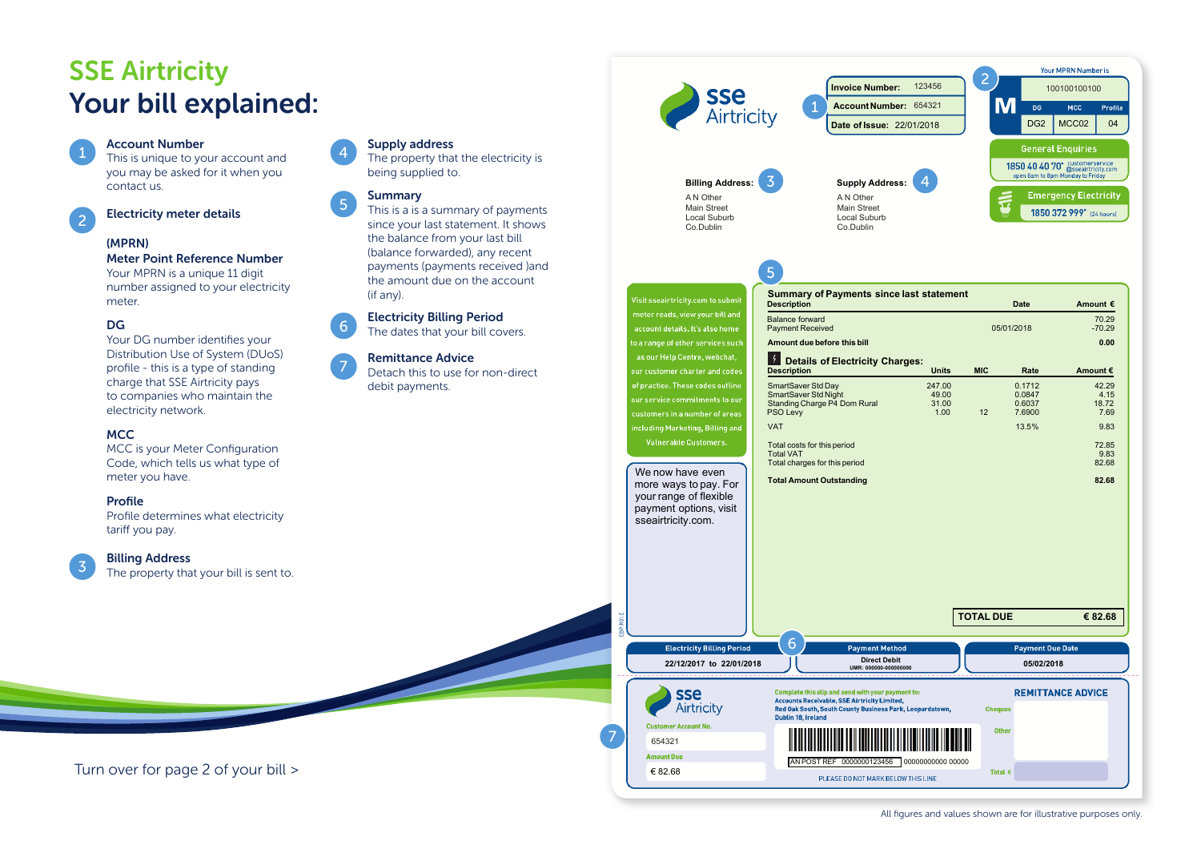# SSE Airtricity

# Your bill explained:

**1 Account Number**
This is unique to your account and you may be asked for it when you contact us.

**2 Electricity meter details**

**(MPRN)**
**Meter Point Reference Number**
Your MPRN is a unique 11 digit number assigned to your electricity meter.

**DG**
Your DG number identifies your Distribution Use of System (DUoS) profile - this is a type of standing charge that SSE Airtricity pays to companies who maintain the electricity network.

**MCC**
MCC is your Meter Configuration Code, which tells us what type of meter you have.

**Profile**
Profile determines what electricity tariff you pay.

**3 Billing Address**
The property that your bill is sent to.

**4 Supply address**
The property that the electricity is being supplied to.

**5 Summary**
This is a is a summary of payments since your last statement. It shows the balance from your last bill (balance forwarded), any recent payments (payments received )and the amount due on the account (if any).

**6 Electricity Billing Period**
The dates that your bill covers.

**7 Remittance Advice**
Detach this to use for non-direct debit payments.

Turn over for page 2 of your bill >

---

sse Airtricity

**Invoice Number:** 123456
**Account Number:** 654321
**Date of Issue:** 22/01/2018

Your MPRN Number is

| 100100100100 | | |
|---|---|---|
| DG | MCC | Profile |
| DG2 | MCC02 | 04 |

**General Enquiries**
1850 40 40 70* customerservice@sseairtricity.com
open 8am to 8pm Monday to Friday

**Emergency Electricity**
1850 372 999* (24 hours)

**Billing Address:**
A N Other
Main Street
Local Suburb
Co.Dublin

**Supply Address:**
A N Other
Main Street
Local Suburb
Co.Dublin

Visit sseairtricity.com to submit meter reads, view your bill and account details. It's also home to a range of other services such as our Help Centre, webchat, our customer charter and codes of practice. These codes outline our service commitments to our customers in a number of areas including Marketing, Billing and Vulnerable Customers.

We now have even more ways to pay. For your range of flexible payment options, visit sseairtricity.com.

**Summary of Payments since last statement**

| Description | Date | Amount € |
|---|---|---|
| Balance forward | | 70.29 |
| Payment Received | 05/01/2018 | -70.29 |
| **Amount due before this bill** | | **0.00** |

**Details of Electricity Charges:**

| Description | Units | MIC | Rate | Amount € |
|---|---|---|---|---|
| SmartSaver Std Day | 247.00 | | 0.1712 | 42.29 |
| SmartSaver Std Night | 49.00 | | 0.0847 | 4.15 |
| Standing Charge P4 Dom Rural | 31.00 | | 0.6037 | 18.72 |
| PSO Levy | 1.00 | 12 | 7.6900 | 7.69 |
| VAT | | | 13.5% | 9.83 |
| Total costs for this period | | | | 72.85 |
| Total VAT | | | | 9.83 |
| Total charges for this period | | | | 82.68 |
| **Total Amount Outstanding** | | | | **82.68** |

**TOTAL DUE** **€ 82.68**

| Electricity Billing Period | Payment Method | Payment Due Date |
|---|---|---|
| 22/12/2017 to 22/01/2018 | Direct Debit UMR: 000000-000000000 | 05/02/2018 |

**REMITTANCE ADVICE**

Customer Account No. 654321
Amount Due € 82.68

Complete this slip and send with your payment to:
Accounts Receivable, SSE Airtricity Limited,
Red Oak South, South County Business Park, Leopardstown, Dublin 18, Ireland

Cheques
Other
Total €

AN POST REF 0000000123456 00000000000 00000

PLEASE DO NOT MARK BELOW THIS LINE

All figures and values shown are for illustrative purposes only.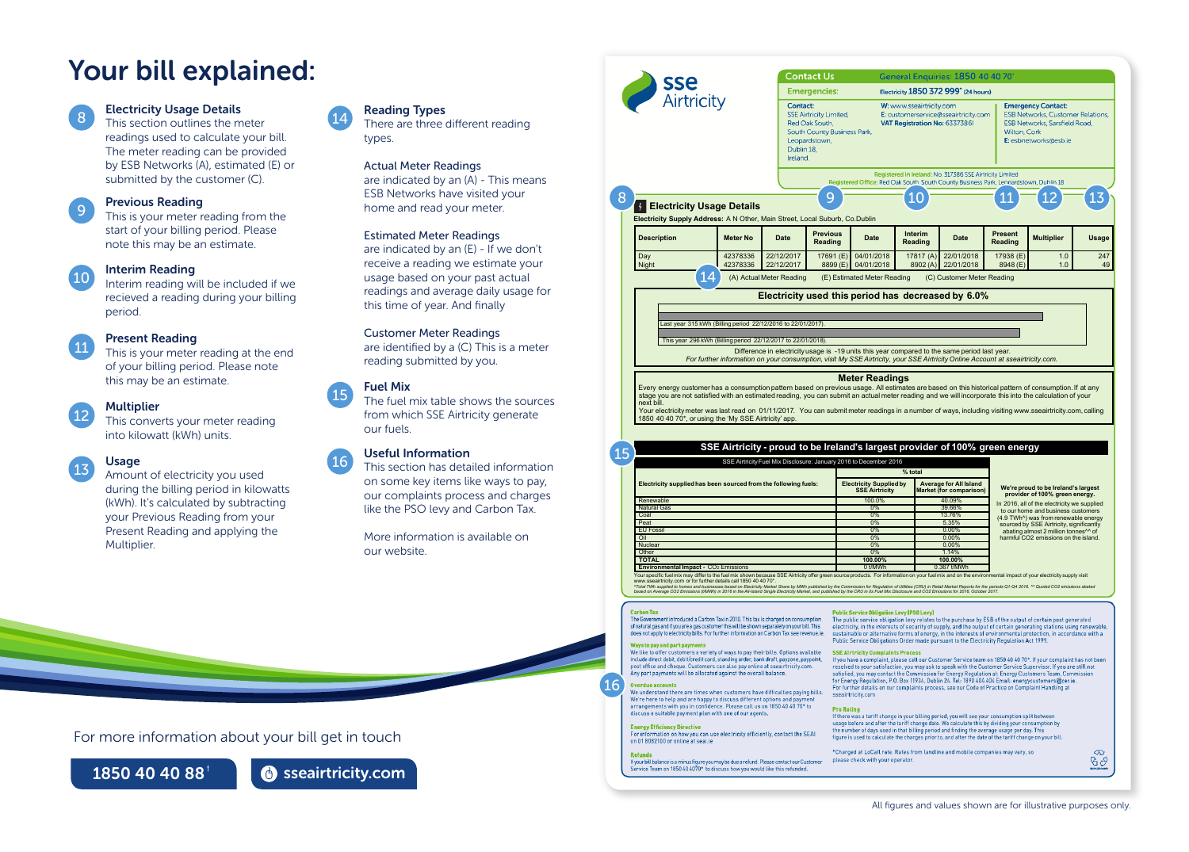# Your bill explained:

**8 Electricity Usage Details**
This section outlines the meter readings used to calculate your bill. The meter reading can be provided by ESB Networks (A), estimated (E) or submitted by the customer (C).

**9 Previous Reading**
This is your meter reading from the start of your billing period. Please note this may be an estimate.

**10 Interim Reading**
Interim reading will be included if we recieved a reading during your billing period.

**11 Present Reading**
This is your meter reading at the end of your billing period. Please note this may be an estimate.

**12 Multiplier**
This converts your meter reading into kilowatt (kWh) units.

**13 Usage**
Amount of electricity you used during the billing period in kilowatts (kWh). It's calculated by subtracting your Previous Reading from your Present Reading and applying the Multiplier.

**14 Reading Types**
There are three different reading types.

Actual Meter Readings
are indicated by an (A) - This means ESB Networks have visited your home and read your meter.

Estimated Meter Readings
are indicated by an (E) - If we don't receive a reading we estimate your usage based on your past actual readings and average daily usage for this time of year. And finally

Customer Meter Readings
are identified by a (C) This is a meter reading submitted by you.

**15 Fuel Mix**
The fuel mix table shows the sources from which SSE Airtricity generate our fuels.

**16 Useful Information**
This section has detailed information on some key items like ways to pay, our complaints process and charges like the PSO levy and Carbon Tax.

More information is available on our website.

For more information about your bill get in touch

1850 40 40 88[1] | sseairtricity.com

---

sse Airtricity

**Contact Us** — General Enquiries: 1850 40 40 70*
Emergencies: Electricity 1850 372 999* (24 hours)

Contact: SSE Airtricity Limited, Red Oak South, South County Business Park, Leopardstown, Dublin 18, Ireland.

W: www.sseairtricity.com
E: customerservice@sseairtricity.com
VAT Registration No: 6337386I

Emergency Contact: ESB Networks, Customer Relations, ESB Networks, Sarsfield Road, Wilton, Cork
E: esbnetworks@esb.ie

Registered in Ireland: No. 317386 SSE Airtricity Limited
Registered Office: Red Oak South, South County Business Park, Leopardstown, Dublin 18

## Electricity Usage Details

Electricity Supply Address: A N Other, Main Street, Local Suburb, Co.Dublin

| Description | Meter No | Date | Previous Reading | Date | Interim Reading | Date | Present Reading | Multiplier | Usage |
|---|---|---|---|---|---|---|---|---|---|
| Day | 42378336 | 22/12/2017 | 17691 (E) | 04/01/2018 | 17817 (A) | 22/01/2018 | 17938 (E) | 1.0 | 247 |
| Night | 42378336 | 22/12/2017 | 8899 (E) | 04/01/2018 | 8902 (A) | 22/01/2018 | 8948 (E) | 1.0 | 49 |

(A) Actual Meter Reading (E) Estimated Meter Reading (C) Customer Meter Reading

**Electricity used this period has decreased by 6.0%**

Last year 315 kWh (Billing period 22/12/2016 to 22/01/2017).

This year 296 kWh (Billing period 22/12/2017 to 22/01/2018).

Difference in electricity usage is -19 units this year compared to the same period last year.
*For further information on your consumption, visit My SSE Airtricity, your SSE Airtricity Online Account at sseairtricity.com.*

**Meter Readings**

Every energy customer has a consumption pattern based on previous usage. All estimates are based on this historical pattern of consumption. If at any stage you are not satisfied with an estimated reading, you can submit an actual meter reading and we will incorporate this into the calculation of your next bill.
Your electricity meter was last read on 01/11/2017. You can submit meter readings in a number of ways, including visiting www.sseairtricity.com, calling 1850 40 40 70*, or using the 'My SSE Airtricity' app.

## SSE Airtricity - proud to be Ireland's largest provider of 100% green energy

SSE Airtricity Fuel Mix Disclosure: January 2016 to December 2016

| Electricity supplied has been sourced from the following fuels: | % total Electricity Supplied by SSE Airtricity | % total Average for All Island Market (for comparison) |
|---|---|---|
| Renewable | 100.0% | 40.09% |
| Natural Gas | 0% | 39.66% |
| Coal | 0% | 13.76% |
| Peat | 0% | 5.35% |
| EU Fossil | 0% | 0.00% |
| Oil | 0% | 0.00% |
| Nuclear | 0% | 0.00% |
| Other | 0% | 1.14% |
| TOTAL | 100.00% | 100.00% |
| Environmental Impact - $CO_2$ Emissions | 0 t/MWh | 0.367 t/MWh |

**We're proud to be Ireland's largest provider of 100% green energy.**
In 2016, all of the electricity we supplied to our home and business customers (4.9 TWh^) was from renewable energy sourced by SSE Airtricity, significantly abating almost 2 million tonnes^^ of harmful CO2 emissions on the island.

Your specific fuel mix may differ to the fuel mix shown because SSE Airtricity offer green source products. For information on your fuel mix and on the environmental impact of your electricity supply visit www.sseairtricity.com or for further details call 1850 40 40 70*.
*Total TWh supplied to homes and businesses based on Electricity Market Share by MWh published by the Commission for Regulation of Utilities (CRU) in Retail Market Reports for the periods Q1-Q4 2016. ^^ Quoted CO2 emissions abated based on Average CO2 Emissions (t/MWh) in 2016 in the All-Island Single Electricity Market, and published by the CRU in its Fuel Mix Disclosure and CO2 Emissions for 2016, October 2017.

**Carbon Tax**
The Government introduced a Carbon Tax in 2010. This tax is charged on consumption of natural gas and if you are a gas customer this will be shown separately on your bill. This does not apply to electricity bills. For further information on Carbon Tax see revenue.ie.

**Ways to pay and part payments**
We like to offer customers a variety of ways to pay their bills. Options available include direct debit, debit/credit card, standing order, bank draft, payzone, paypoint, post office and cheque. Customers can also pay online at sseairtricity.com. Any part payments will be allocated against the overall balance.

**Overdue accounts**
We understand there are times when customers have difficulties paying bills. We're here to help and are happy to discuss different options and payment arrangements with you in confidence. Please call us on 1850 40 40 70* to discuss a suitable payment plan with one of our agents.

**Energy Efficiency Directive**
For information on how you can use electricity efficiently, contact the SEAI on 01 8082100 or online at seai.ie

**Refunds**
If your bill balance is a minus figure you may be due a refund. Please contact our Customer Service Team on 1850 40 40 70* to discuss how you would like this refunded.

**Public Service Obligation Levy (PSO Levy)**
The public service obligation levy relates to the purchase by ESB of the output of certain peat generated electricity, in the interests of security of supply, and the output of certain generating stations using renewable, sustainable or alternative forms of energy, in the interests of environmental protection, in accordance with a Public Service Obligations Order made pursuant to the Electricity Regulation Act 1999.

**SSE Airtricity Complaints Process**
If you have a complaint, please call our Customer Service team on 1850 40 40 70*. If your complaint has not been resolved to your satisfaction, you may ask to speak with the Customer Service Supervisor. If you are still not satisfied, you may contact the Commission for Energy Regulation at: Energy Customers Team, Commission for Energy Regulation, P.O. Box 11934, Dublin 24. Tel: 1890 404 404 Email: energycustomers@cer.ie. For further details on our complaints process, see our Code of Practice on Complaint Handling at sseairtricity.com

**Pro Rating**
If there was a tariff change in your billing period, you will see your consumption split between usage before and after the tariff change date. We calculate this by dividing your consumption by the number of days used in that billing period and finding the average usage per day. This figure is used to calculate the charges prior to, and after the date of the tariff change on your bill.

*Charged at LoCall rate. Rates from landline and mobile companies may vary, so please check with your operator.

All figures and values shown are for illustrative purposes only.